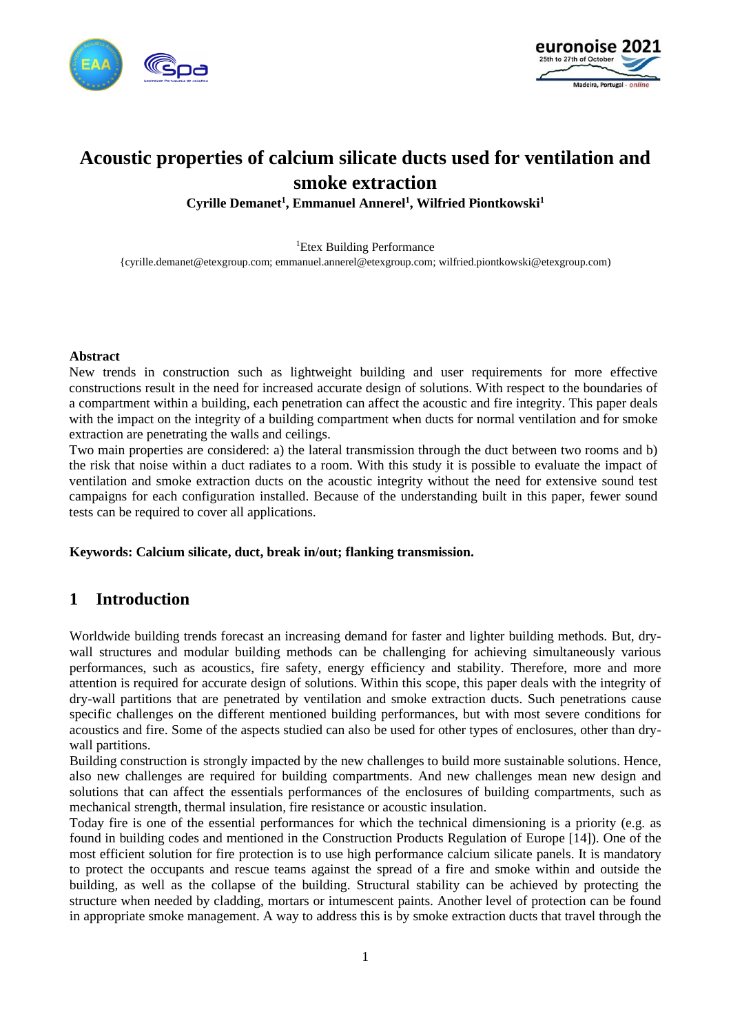# Acoustic properties of calcium silicate ducts used for ventilation and smoke extraction

**Cyrille Demanet[1], Emmanuel Annerel[1], Wilfried Piontkowski[1]**

[1]Etex Building Performance

{cyrille.demanet@etexgroup.com; emmanuel.annerel@etexgroup.com; wilfried.piontkowski@etexgroup.com)

## Abstract

New trends in construction such as lightweight building and user requirements for more effective constructions result in the need for increased accurate design of solutions. With respect to the boundaries of a compartment within a building, each penetration can affect the acoustic and fire integrity. This paper deals with the impact on the integrity of a building compartment when ducts for normal ventilation and for smoke extraction are penetrating the walls and ceilings.

Two main properties are considered: a) the lateral transmission through the duct between two rooms and b) the risk that noise within a duct radiates to a room. With this study it is possible to evaluate the impact of ventilation and smoke extraction ducts on the acoustic integrity without the need for extensive sound test campaigns for each configuration installed. Because of the understanding built in this paper, fewer sound tests can be required to cover all applications.

**Keywords: Calcium silicate, duct, break in/out; flanking transmission.**

## 1 Introduction

Worldwide building trends forecast an increasing demand for faster and lighter building methods. But, dry-wall structures and modular building methods can be challenging for achieving simultaneously various performances, such as acoustics, fire safety, energy efficiency and stability. Therefore, more and more attention is required for accurate design of solutions. Within this scope, this paper deals with the integrity of dry-wall partitions that are penetrated by ventilation and smoke extraction ducts. Such penetrations cause specific challenges on the different mentioned building performances, but with most severe conditions for acoustics and fire. Some of the aspects studied can also be used for other types of enclosures, other than dry-wall partitions.

Building construction is strongly impacted by the new challenges to build more sustainable solutions. Hence, also new challenges are required for building compartments. And new challenges mean new design and solutions that can affect the essentials performances of the enclosures of building compartments, such as mechanical strength, thermal insulation, fire resistance or acoustic insulation.

Today fire is one of the essential performances for which the technical dimensioning is a priority (e.g. as found in building codes and mentioned in the Construction Products Regulation of Europe [14]). One of the most efficient solution for fire protection is to use high performance calcium silicate panels. It is mandatory to protect the occupants and rescue teams against the spread of a fire and smoke within and outside the building, as well as the collapse of the building. Structural stability can be achieved by protecting the structure when needed by cladding, mortars or intumescent paints. Another level of protection can be found in appropriate smoke management. A way to address this is by smoke extraction ducts that travel through the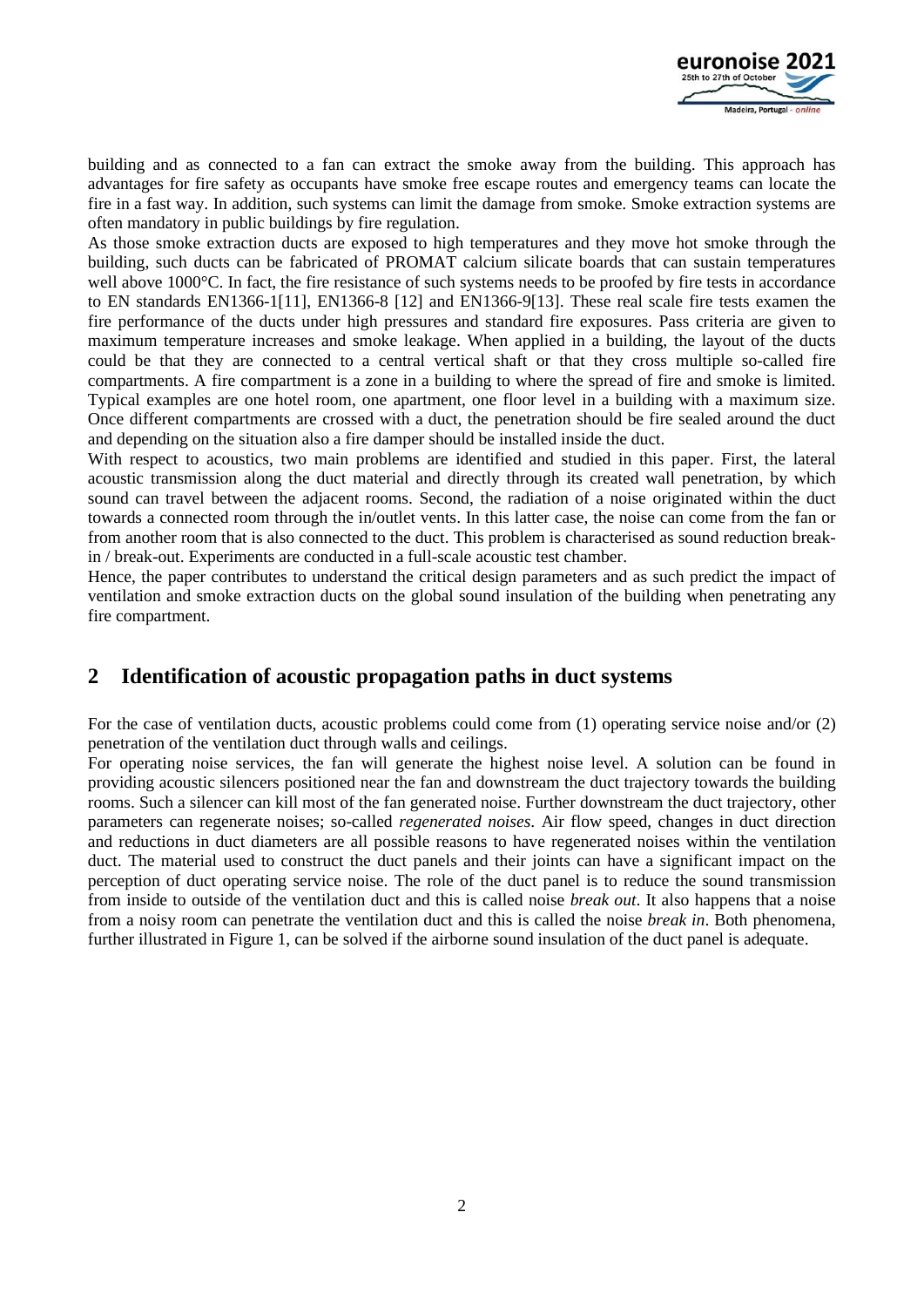building and as connected to a fan can extract the smoke away from the building. This approach has advantages for fire safety as occupants have smoke free escape routes and emergency teams can locate the fire in a fast way. In addition, such systems can limit the damage from smoke. Smoke extraction systems are often mandatory in public buildings by fire regulation.

As those smoke extraction ducts are exposed to high temperatures and they move hot smoke through the building, such ducts can be fabricated of PROMAT calcium silicate boards that can sustain temperatures well above 1000°C. In fact, the fire resistance of such systems needs to be proofed by fire tests in accordance to EN standards EN1366-1[11], EN1366-8 [12] and EN1366-9[13]. These real scale fire tests examen the fire performance of the ducts under high pressures and standard fire exposures. Pass criteria are given to maximum temperature increases and smoke leakage. When applied in a building, the layout of the ducts could be that they are connected to a central vertical shaft or that they cross multiple so-called fire compartments. A fire compartment is a zone in a building to where the spread of fire and smoke is limited. Typical examples are one hotel room, one apartment, one floor level in a building with a maximum size. Once different compartments are crossed with a duct, the penetration should be fire sealed around the duct and depending on the situation also a fire damper should be installed inside the duct.

With respect to acoustics, two main problems are identified and studied in this paper. First, the lateral acoustic transmission along the duct material and directly through its created wall penetration, by which sound can travel between the adjacent rooms. Second, the radiation of a noise originated within the duct towards a connected room through the in/outlet vents. In this latter case, the noise can come from the fan or from another room that is also connected to the duct. This problem is characterised as sound reduction break-in / break-out. Experiments are conducted in a full-scale acoustic test chamber.

Hence, the paper contributes to understand the critical design parameters and as such predict the impact of ventilation and smoke extraction ducts on the global sound insulation of the building when penetrating any fire compartment.

## 2 Identification of acoustic propagation paths in duct systems

For the case of ventilation ducts, acoustic problems could come from (1) operating service noise and/or (2) penetration of the ventilation duct through walls and ceilings.

For operating noise services, the fan will generate the highest noise level. A solution can be found in providing acoustic silencers positioned near the fan and downstream the duct trajectory towards the building rooms. Such a silencer can kill most of the fan generated noise. Further downstream the duct trajectory, other parameters can regenerate noises; so-called *regenerated noises*. Air flow speed, changes in duct direction and reductions in duct diameters are all possible reasons to have regenerated noises within the ventilation duct. The material used to construct the duct panels and their joints can have a significant impact on the perception of duct operating service noise. The role of the duct panel is to reduce the sound transmission from inside to outside of the ventilation duct and this is called noise *break out*. It also happens that a noise from a noisy room can penetrate the ventilation duct and this is called the noise *break in*. Both phenomena, further illustrated in Figure 1, can be solved if the airborne sound insulation of the duct panel is adequate.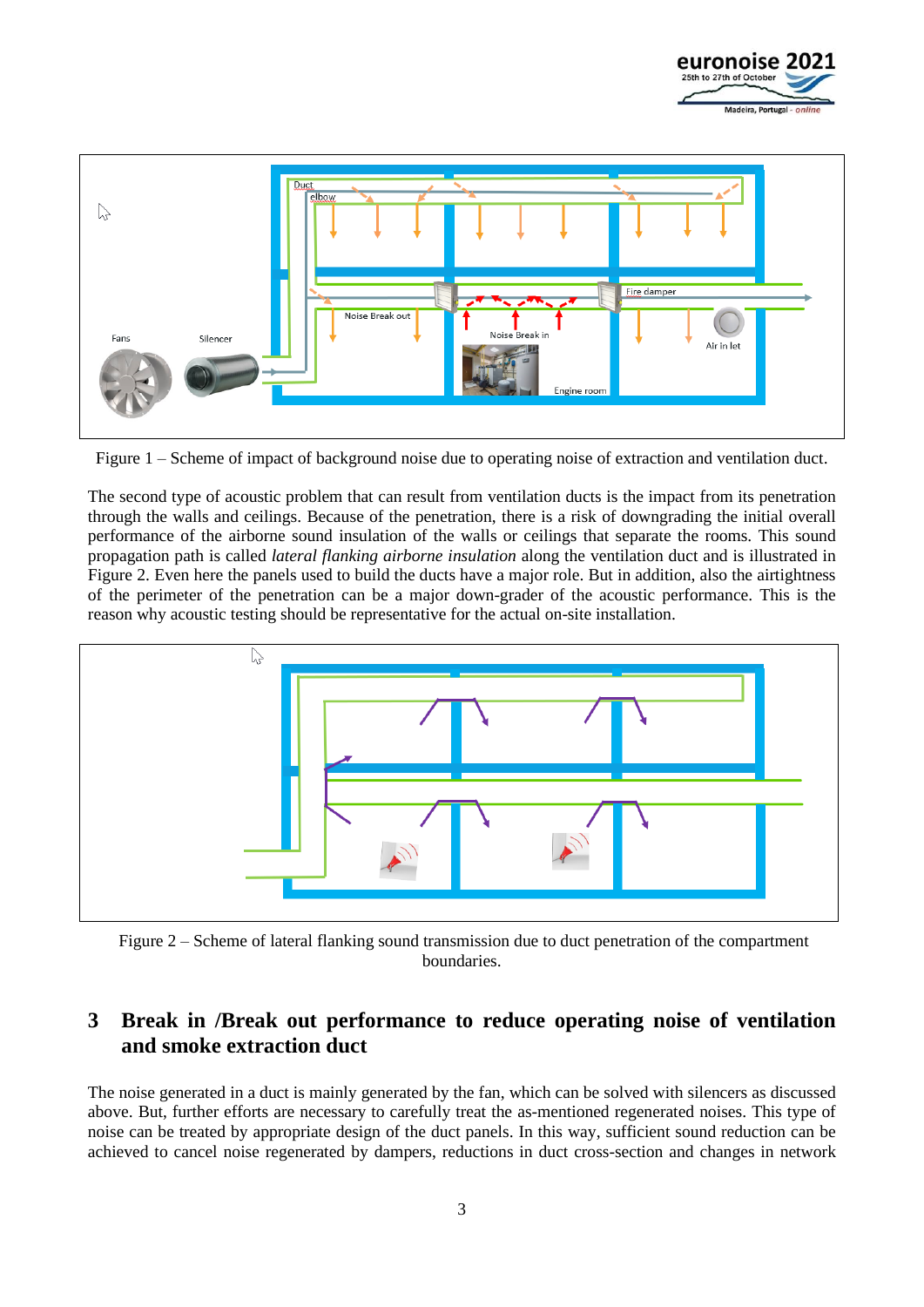Figure 1 – Scheme of impact of background noise due to operating noise of extraction and ventilation duct.

The second type of acoustic problem that can result from ventilation ducts is the impact from its penetration through the walls and ceilings. Because of the penetration, there is a risk of downgrading the initial overall performance of the airborne sound insulation of the walls or ceilings that separate the rooms. This sound propagation path is called *lateral flanking airborne insulation* along the ventilation duct and is illustrated in Figure 2. Even here the panels used to build the ducts have a major role. But in addition, also the airtightness of the perimeter of the penetration can be a major down-grader of the acoustic performance. This is the reason why acoustic testing should be representative for the actual on-site installation.

Figure 2 – Scheme of lateral flanking sound transmission due to duct penetration of the compartment boundaries.

## 3 Break in /Break out performance to reduce operating noise of ventilation and smoke extraction duct

The noise generated in a duct is mainly generated by the fan, which can be solved with silencers as discussed above. But, further efforts are necessary to carefully treat the as-mentioned regenerated noises. This type of noise can be treated by appropriate design of the duct panels. In this way, sufficient sound reduction can be achieved to cancel noise regenerated by dampers, reductions in duct cross-section and changes in network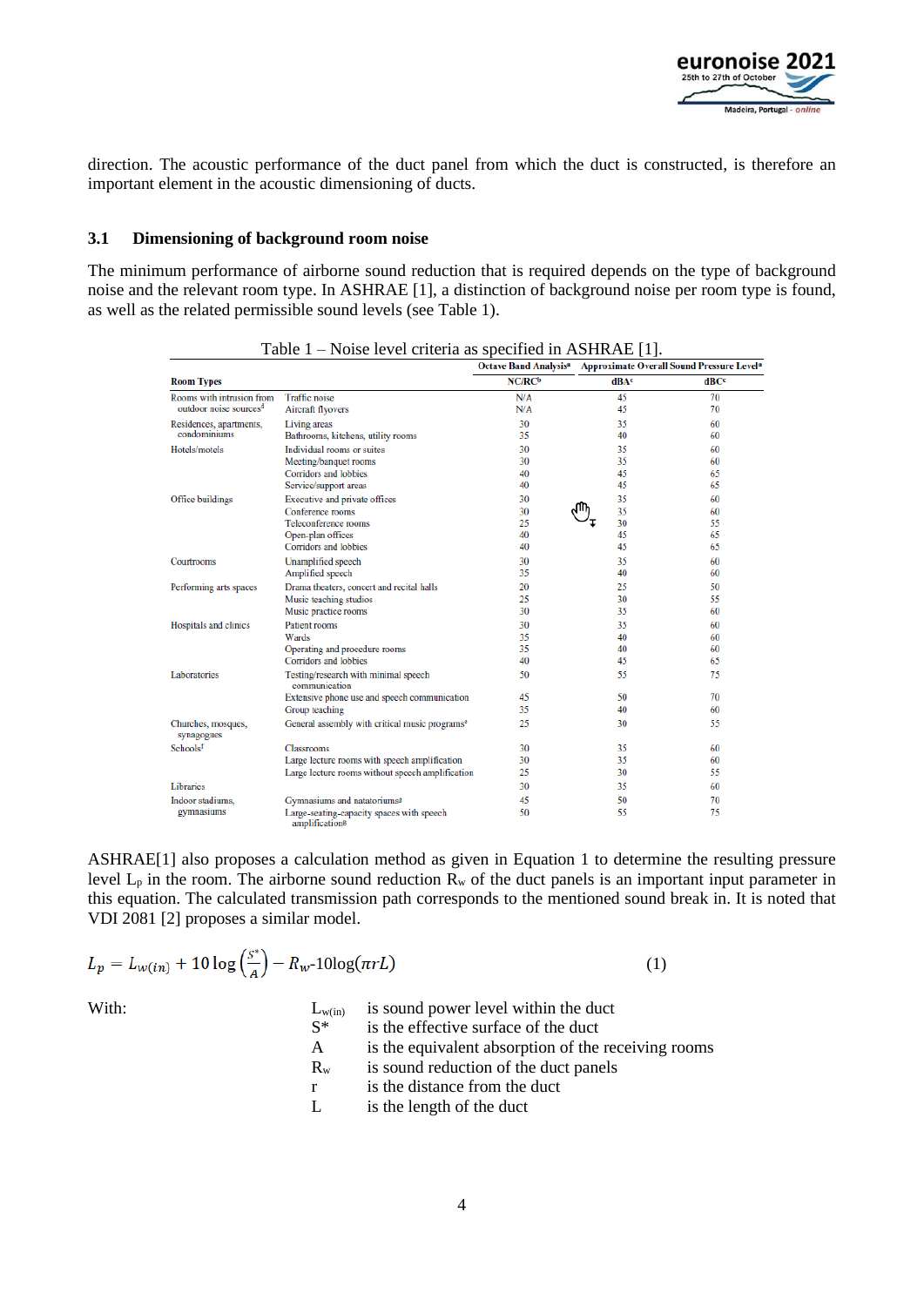direction. The acoustic performance of the duct panel from which the duct is constructed, is therefore an important element in the acoustic dimensioning of ducts.

### 3.1 Dimensioning of background room noise

The minimum performance of airborne sound reduction that is required depends on the type of background noise and the relevant room type. In ASHRAE [1], a distinction of background noise per room type is found, as well as the related permissible sound levels (see Table 1).

Table 1 – Noise level criteria as specified in ASHRAE [1].

| Room Types | | Octave Band Analysis[a] | Approximate Overall Sound Pressure Level[a] | |
|---|---|---|---|---|
| | | NC/RC[b] | dBA[c] | dBC[c] |
| Rooms with intrusion from outdoor noise sources[d] | Traffic noise | N/A | 45 | 70 |
| | Aircraft flyovers | N/A | 45 | 70 |
| Residences, apartments, condominiums | Living areas | 30 | 35 | 60 |
| | Bathrooms, kitchens, utility rooms | 35 | 40 | 60 |
| Hotels/motels | Individual rooms or suites | 30 | 35 | 60 |
| | Meeting/banquet rooms | 30 | 35 | 60 |
| | Corridors and lobbies | 40 | 45 | 65 |
| | Service/support areas | 40 | 45 | 65 |
| Office buildings | Executive and private offices | 30 | 35 | 60 |
| | Conference rooms | 30 | 35 | 60 |
| | Teleconference rooms | 25 | 30 | 55 |
| | Open-plan offices | 40 | 45 | 65 |
| | Corridors and lobbies | 40 | 45 | 65 |
| Courtrooms | Unamplified speech | 30 | 35 | 60 |
| | Amplified speech | 35 | 40 | 60 |
| Performing arts spaces | Drama theaters, concert and recital halls | 20 | 25 | 50 |
| | Music teaching studios | 25 | 30 | 55 |
| | Music practice rooms | 30 | 35 | 60 |
| Hospitals and clinics | Patient rooms | 30 | 35 | 60 |
| | Wards | 35 | 40 | 60 |
| | Operating and procedure rooms | 35 | 40 | 60 |
| | Corridors and lobbies | 40 | 45 | 65 |
| Laboratories | Testing/research with minimal speech communication | 50 | 55 | 75 |
| | Extensive phone use and speech communication | 45 | 50 | 70 |
| | Group teaching | 35 | 40 | 60 |
| Churches, mosques, synagogues | General assembly with critical music programs[e] | 25 | 30 | 55 |
| Schools[f] | Classrooms | 30 | 35 | 60 |
| | Large lecture rooms with speech amplification | 30 | 35 | 60 |
| | Large lecture rooms without speech amplification | 25 | 30 | 55 |
| Libraries | | 30 | 35 | 60 |
| Indoor stadiums, gymnasiums | Gymnasiums and natatoriums[g] | 45 | 50 | 70 |
| | Large-seating-capacity spaces with speech amplification[g] | 50 | 55 | 75 |

ASHRAE[1] also proposes a calculation method as given in Equation 1 to determine the resulting pressure level $L_p$ in the room. The airborne sound reduction $R_w$ of the duct panels is an important input parameter in this equation. The calculated transmission path corresponds to the mentioned sound break in. It is noted that VDI 2081 [2] proposes a similar model.

$$L_p = L_{w(in)} + 10\log\left(\frac{S^*}{A}\right) - R_w - 10\log(\pi r L) \tag{1}$$

With:

| | |
|---|---|
| $L_{w(in)}$ | is sound power level within the duct |
| $S^*$ | is the effective surface of the duct |
| $A$ | is the equivalent absorption of the receiving rooms |
| $R_w$ | is sound reduction of the duct panels |
| $r$ | is the distance from the duct |
| $L$ | is the length of the duct |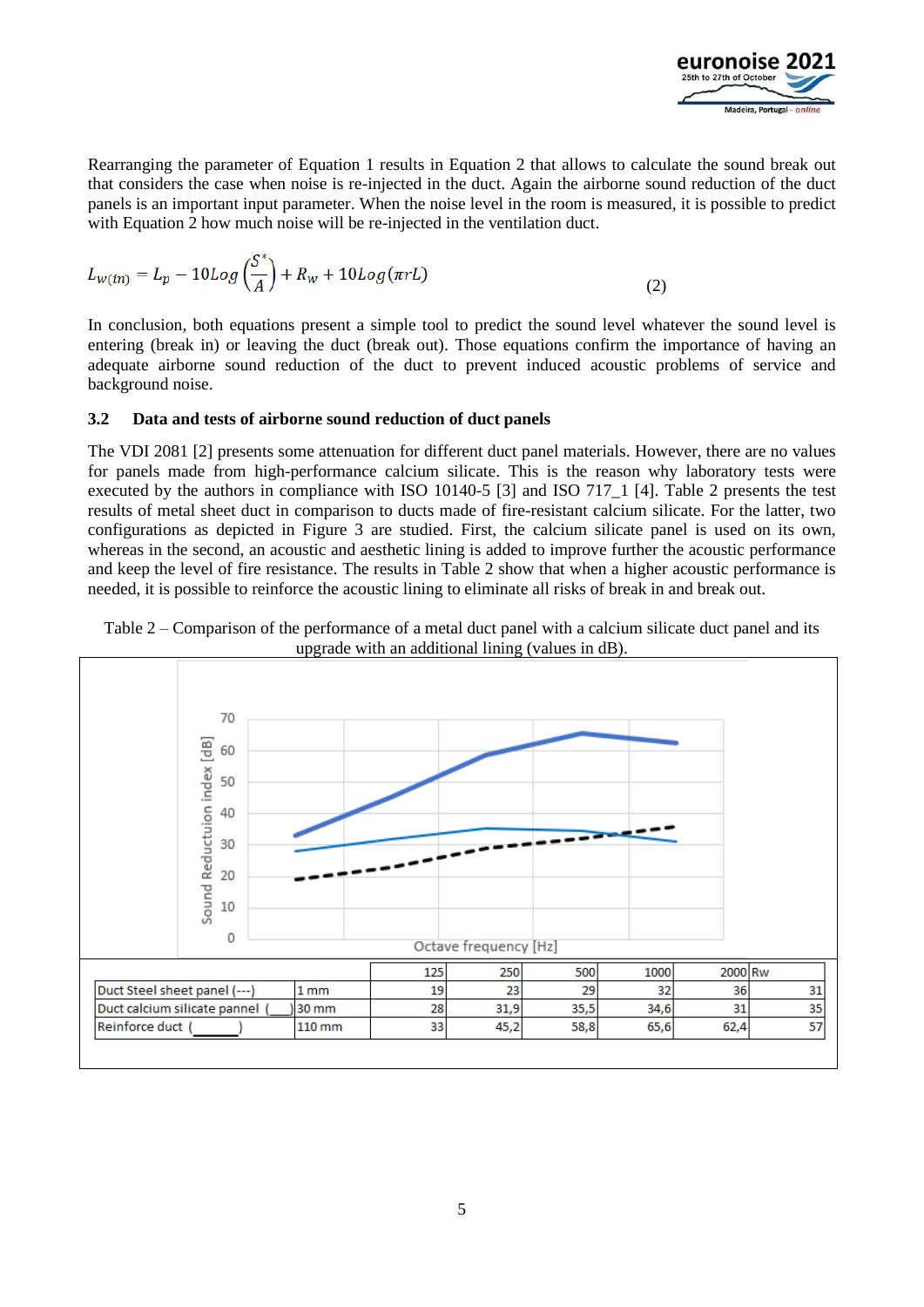Rearranging the parameter of Equation 1 results in Equation 2 that allows to calculate the sound break out that considers the case when noise is re-injected in the duct. Again the airborne sound reduction of the duct panels is an important input parameter. When the noise level in the room is measured, it is possible to predict with Equation 2 how much noise will be re-injected in the ventilation duct.

$$L_{w(in)} = L_p - 10Log\left(\frac{S^*}{A}\right) + R_w + 10Log(\pi r L) \tag{2}$$

In conclusion, both equations present a simple tool to predict the sound level whatever the sound level is entering (break in) or leaving the duct (break out). Those equations confirm the importance of having an adequate airborne sound reduction of the duct to prevent induced acoustic problems of service and background noise.

### 3.2 Data and tests of airborne sound reduction of duct panels

The VDI 2081 [2] presents some attenuation for different duct panel materials. However, there are no values for panels made from high-performance calcium silicate. This is the reason why laboratory tests were executed by the authors in compliance with ISO 10140-5 [3] and ISO 717_1 [4]. Table 2 presents the test results of metal sheet duct in comparison to ducts made of fire-resistant calcium silicate. For the latter, two configurations as depicted in Figure 3 are studied. First, the calcium silicate panel is used on its own, whereas in the second, an acoustic and aesthetic lining is added to improve further the acoustic performance and keep the level of fire resistance. The results in Table 2 show that when a higher acoustic performance is needed, it is possible to reinforce the acoustic lining to eliminate all risks of break in and break out.

Table 2 – Comparison of the performance of a metal duct panel with a calcium silicate duct panel and its upgrade with an additional lining (values in dB).

| | | 125 | 250 | 500 | 1000 | 2000 | Rw |
|---|---|---|---|---|---|---|---|
| Duct Steel sheet panel (---) | 1 mm | 19 | 23 | 29 | 32 | 36 | 31 |
| Duct calcium silicate pannel (___) | 30 mm | 28 | 31,9 | 35,5 | 34,6 | 31 | 35 |
| Reinforce duct (______) | 110 mm | 33 | 45,2 | 58,8 | 65,6 | 62,4 | 57 |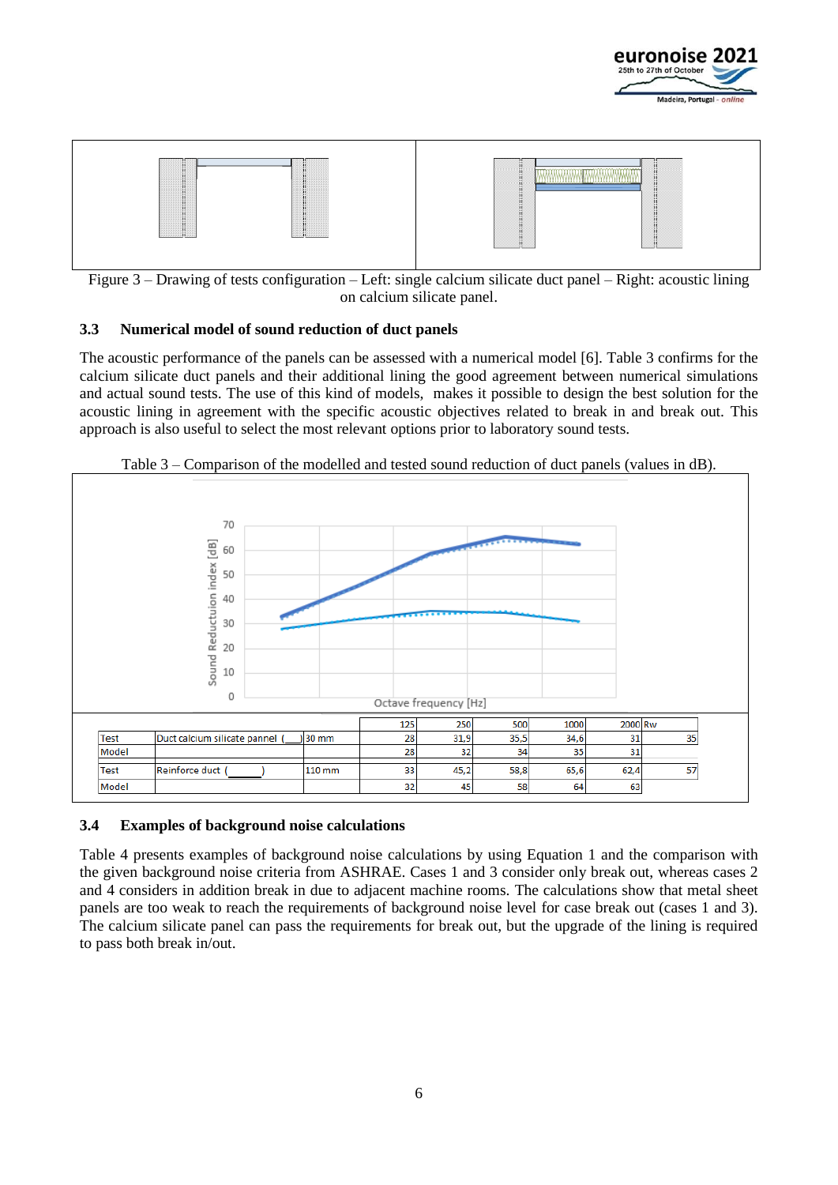Figure 3 – Drawing of tests configuration – Left: single calcium silicate duct panel – Right: acoustic lining on calcium silicate panel.

### 3.3 Numerical model of sound reduction of duct panels

The acoustic performance of the panels can be assessed with a numerical model [6]. Table 3 confirms for the calcium silicate duct panels and their additional lining the good agreement between numerical simulations and actual sound tests. The use of this kind of models, makes it possible to design the best solution for the acoustic lining in agreement with the specific acoustic objectives related to break in and break out. This approach is also useful to select the most relevant options prior to laboratory sound tests.

Table 3 – Comparison of the modelled and tested sound reduction of duct panels (values in dB).

| | | | 125 | 250 | 500 | 1000 | 2000 | Rw |
|---|---|---|---|---|---|---|---|---|
| Test | Duct calcium silicate pannel ( ) | 30 mm | 28 | 31,9 | 35,5 | 34,6 | 31 | 35 |
| Model | | | 28 | 32 | 34 | 35 | 31 | |
| Test | Reinforce duct ( ) | 110 mm | 33 | 45,2 | 58,8 | 65,6 | 62,4 | 57 |
| Model | | | 32 | 45 | 58 | 64 | 63 | |

### 3.4 Examples of background noise calculations

Table 4 presents examples of background noise calculations by using Equation 1 and the comparison with the given background noise criteria from ASHRAE. Cases 1 and 3 consider only break out, whereas cases 2 and 4 considers in addition break in due to adjacent machine rooms. The calculations show that metal sheet panels are too weak to reach the requirements of background noise level for case break out (cases 1 and 3). The calcium silicate panel can pass the requirements for break out, but the upgrade of the lining is required to pass both break in/out.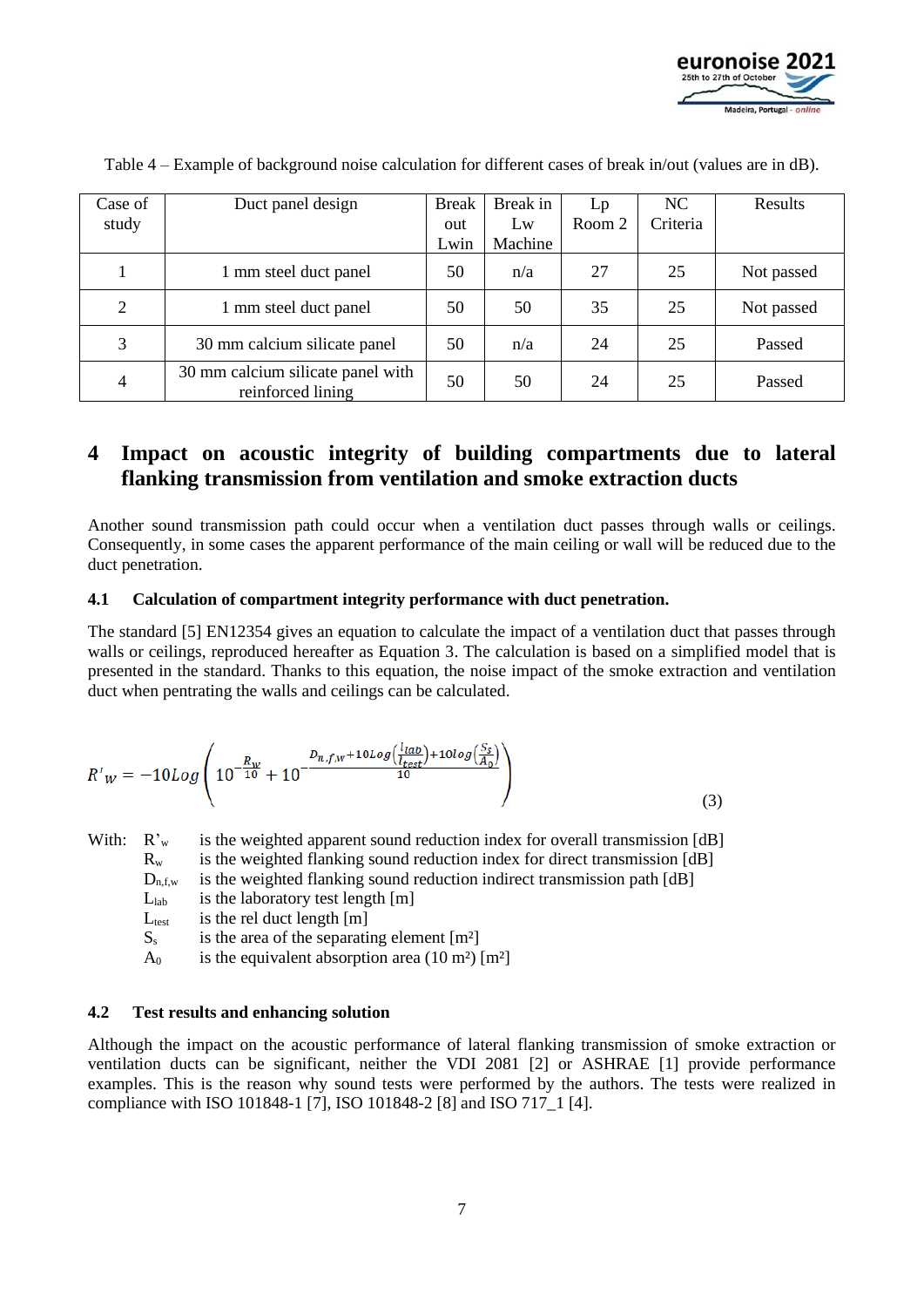Table 4 – Example of background noise calculation for different cases of break in/out (values are in dB).

| Case of study | Duct panel design | Break out Lwin | Break in Lw Machine | Lp Room 2 | NC Criteria | Results |
|---|---|---|---|---|---|---|
| 1 | 1 mm steel duct panel | 50 | n/a | 27 | 25 | Not passed |
| 2 | 1 mm steel duct panel | 50 | 50 | 35 | 25 | Not passed |
| 3 | 30 mm calcium silicate panel | 50 | n/a | 24 | 25 | Passed |
| 4 | 30 mm calcium silicate panel with reinforced lining | 50 | 50 | 24 | 25 | Passed |

# 4 Impact on acoustic integrity of building compartments due to lateral flanking transmission from ventilation and smoke extraction ducts

Another sound transmission path could occur when a ventilation duct passes through walls or ceilings. Consequently, in some cases the apparent performance of the main ceiling or wall will be reduced due to the duct penetration.

## 4.1 Calculation of compartment integrity performance with duct penetration.

The standard [5] EN12354 gives an equation to calculate the impact of a ventilation duct that passes through walls or ceilings, reproduced hereafter as Equation 3. The calculation is based on a simplified model that is presented in the standard. Thanks to this equation, the noise impact of the smoke extraction and ventilation duct when pentrating the walls and ceilings can be calculated.

$$R'_w = -10Log\left(10^{-\frac{R_w}{10}} + 10^{-\frac{D_{n,f,w}+10Log\left(\frac{l_{lab}}{l_{test}}\right)+10log\left(\frac{S_s}{A_0}\right)}{10}}\right) \tag{3}$$

With:
- $R'_w$ is the weighted apparent sound reduction index for overall transmission [dB]
- $R_w$ is the weighted flanking sound reduction index for direct transmission [dB]
- $D_{n,f,w}$ is the weighted flanking sound reduction indirect transmission path [dB]
- $L_{lab}$ is the laboratory test length [m]
- $L_{test}$ is the rel duct length [m]
- $S_s$ is the area of the separating element [m²]
- $A_0$ is the equivalent absorption area (10 m²) [m²]

## 4.2 Test results and enhancing solution

Although the impact on the acoustic performance of lateral flanking transmission of smoke extraction or ventilation ducts can be significant, neither the VDI 2081 [2] or ASHRAE [1] provide performance examples. This is the reason why sound tests were performed by the authors. The tests were realized in compliance with ISO 101848-1 [7], ISO 101848-2 [8] and ISO 717_1 [4].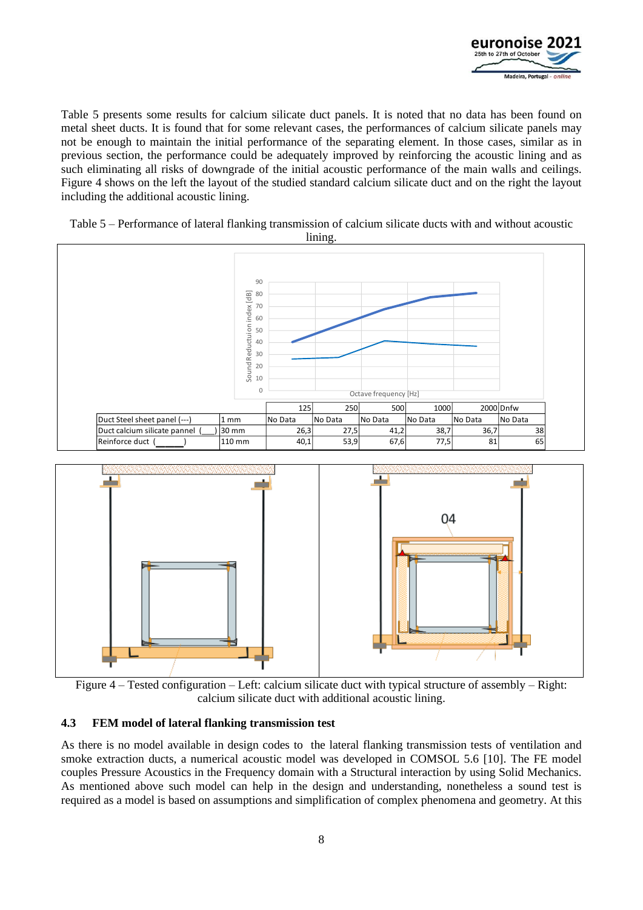Table 5 presents some results for calcium silicate duct panels. It is noted that no data has been found on metal sheet ducts. It is found that for some relevant cases, the performances of calcium silicate panels may not be enough to maintain the initial performance of the separating element. In those cases, similar as in previous section, the performance could be adequately improved by reinforcing the acoustic lining and as such eliminating all risks of downgrade of the initial acoustic performance of the main walls and ceilings. Figure 4 shows on the left the layout of the studied standard calcium silicate duct and on the right the layout including the additional acoustic lining.

Table 5 – Performance of lateral flanking transmission of calcium silicate ducts with and without acoustic lining.

| | | 125 | 250 | 500 | 1000 | 2000 | Dnfw |
|---|---|---|---|---|---|---|---|
| Duct Steel sheet panel (---) | 1 mm | No Data | No Data | No Data | No Data | No Data | No Data |
| Duct calcium silicate pannel (___) | 30 mm | 26,3 | 27,5 | 41,2 | 38,7 | 36,7 | 38 |
| Reinforce duct (______) | 110 mm | 40,1 | 53,9 | 67,6 | 77,5 | 81 | 65 |

Figure 4 – Tested configuration – Left: calcium silicate duct with typical structure of assembly – Right: calcium silicate duct with additional acoustic lining.

### 4.3 FEM model of lateral flanking transmission test

As there is no model available in design codes to the lateral flanking transmission tests of ventilation and smoke extraction ducts, a numerical acoustic model was developed in COMSOL 5.6 [10]. The FE model couples Pressure Acoustics in the Frequency domain with a Structural interaction by using Solid Mechanics. As mentioned above such model can help in the design and understanding, nonetheless a sound test is required as a model is based on assumptions and simplification of complex phenomena and geometry. At this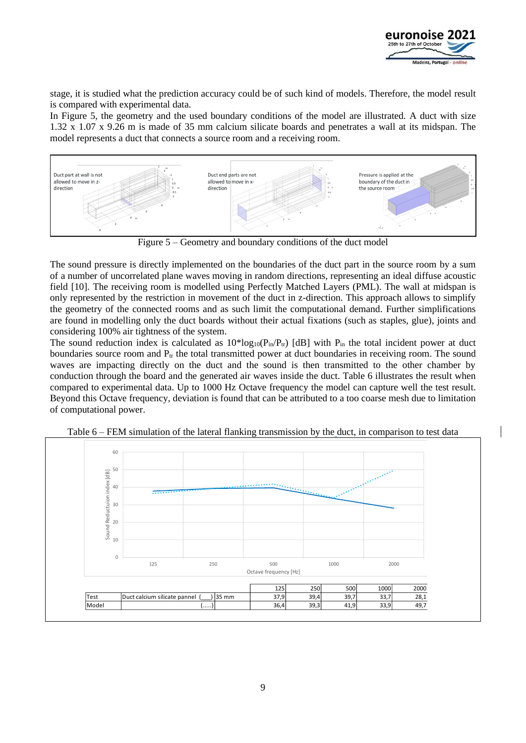stage, it is studied what the prediction accuracy could be of such kind of models. Therefore, the model result is compared with experimental data.

In Figure 5, the geometry and the used boundary conditions of the model are illustrated. A duct with size 1.32 x 1.07 x 9.26 m is made of 35 mm calcium silicate boards and penetrates a wall at its midspan. The model represents a duct that connects a source room and a receiving room.

Figure 5 – Geometry and boundary conditions of the duct model

The sound pressure is directly implemented on the boundaries of the duct part in the source room by a sum of a number of uncorrelated plane waves moving in random directions, representing an ideal diffuse acoustic field [10]. The receiving room is modelled using Perfectly Matched Layers (PML). The wall at midspan is only represented by the restriction in movement of the duct in z-direction. This approach allows to simplify the geometry of the connected rooms and as such limit the computational demand. Further simplifications are found in modelling only the duct boards without their actual fixations (such as staples, glue), joints and considering 100% air tightness of the system.

The sound reduction index is calculated as $10 \cdot \log_{10}(P_{in}/P_{tr})$ [dB] with $P_{in}$ the total incident power at duct boundaries source room and $P_{tr}$ the total transmitted power at duct boundaries in receiving room. The sound waves are impacting directly on the duct and the sound is then transmitted to the other chamber by conduction through the board and the generated air waves inside the duct. Table 6 illustrates the result when compared to experimental data. Up to 1000 Hz Octave frequency the model can capture well the test result. Beyond this Octave frequency, deviation is found that can be attributed to a too coarse mesh due to limitation of computational power.

Table 6 – FEM simulation of the lateral flanking transmission by the duct, in comparison to test data

| | | 125 | 250 | 500 | 1000 | 2000 |
|---|---|---|---|---|---|---|
| Test | Duct calcium silicate pannel (___) 35 mm | 37,9 | 39,4 | 39,7 | 33,7 | 28,1 |
| Model | (.....) | 36,4 | 39,3 | 41,9 | 33,9 | 49,7 |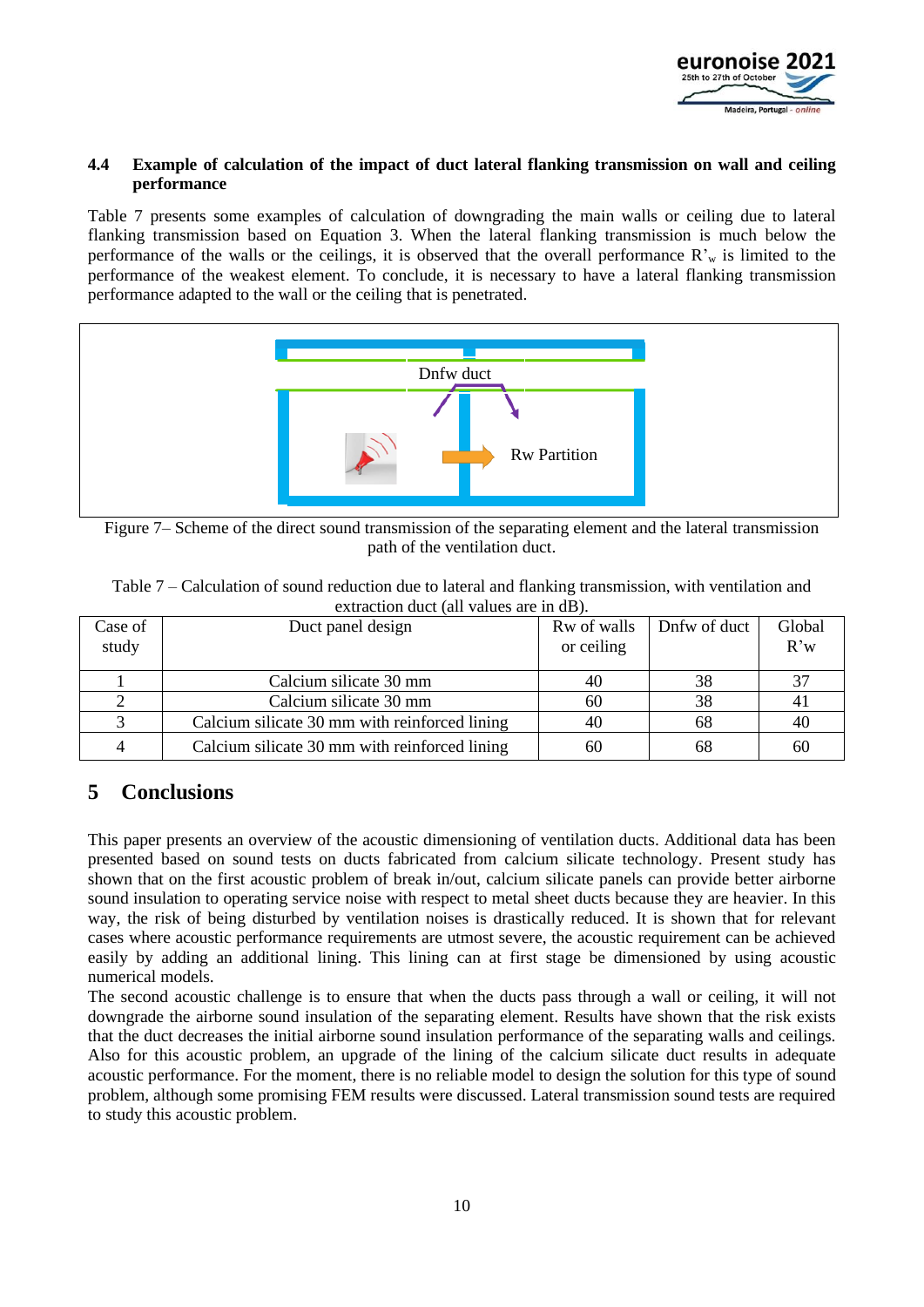### 4.4 Example of calculation of the impact of duct lateral flanking transmission on wall and ceiling performance

Table 7 presents some examples of calculation of downgrading the main walls or ceiling due to lateral flanking transmission based on Equation 3. When the lateral flanking transmission is much below the performance of the walls or the ceilings, it is observed that the overall performance $R'_w$ is limited to the performance of the weakest element. To conclude, it is necessary to have a lateral flanking transmission performance adapted to the wall or the ceiling that is penetrated.

Figure 7– Scheme of the direct sound transmission of the separating element and the lateral transmission path of the ventilation duct.

Table 7 – Calculation of sound reduction due to lateral and flanking transmission, with ventilation and extraction duct (all values are in dB).

| Case of study | Duct panel design | Rw of walls or ceiling | Dnfw of duct | Global R'w |
|---|---|---|---|---|
| 1 | Calcium silicate 30 mm | 40 | 38 | 37 |
| 2 | Calcium silicate 30 mm | 60 | 38 | 41 |
| 3 | Calcium silicate 30 mm with reinforced lining | 40 | 68 | 40 |
| 4 | Calcium silicate 30 mm with reinforced lining | 60 | 68 | 60 |

## 5 Conclusions

This paper presents an overview of the acoustic dimensioning of ventilation ducts. Additional data has been presented based on sound tests on ducts fabricated from calcium silicate technology. Present study has shown that on the first acoustic problem of break in/out, calcium silicate panels can provide better airborne sound insulation to operating service noise with respect to metal sheet ducts because they are heavier. In this way, the risk of being disturbed by ventilation noises is drastically reduced. It is shown that for relevant cases where acoustic performance requirements are utmost severe, the acoustic requirement can be achieved easily by adding an additional lining. This lining can at first stage be dimensioned by using acoustic numerical models.

The second acoustic challenge is to ensure that when the ducts pass through a wall or ceiling, it will not downgrade the airborne sound insulation of the separating element. Results have shown that the risk exists that the duct decreases the initial airborne sound insulation performance of the separating walls and ceilings. Also for this acoustic problem, an upgrade of the lining of the calcium silicate duct results in adequate acoustic performance. For the moment, there is no reliable model to design the solution for this type of sound problem, although some promising FEM results were discussed. Lateral transmission sound tests are required to study this acoustic problem.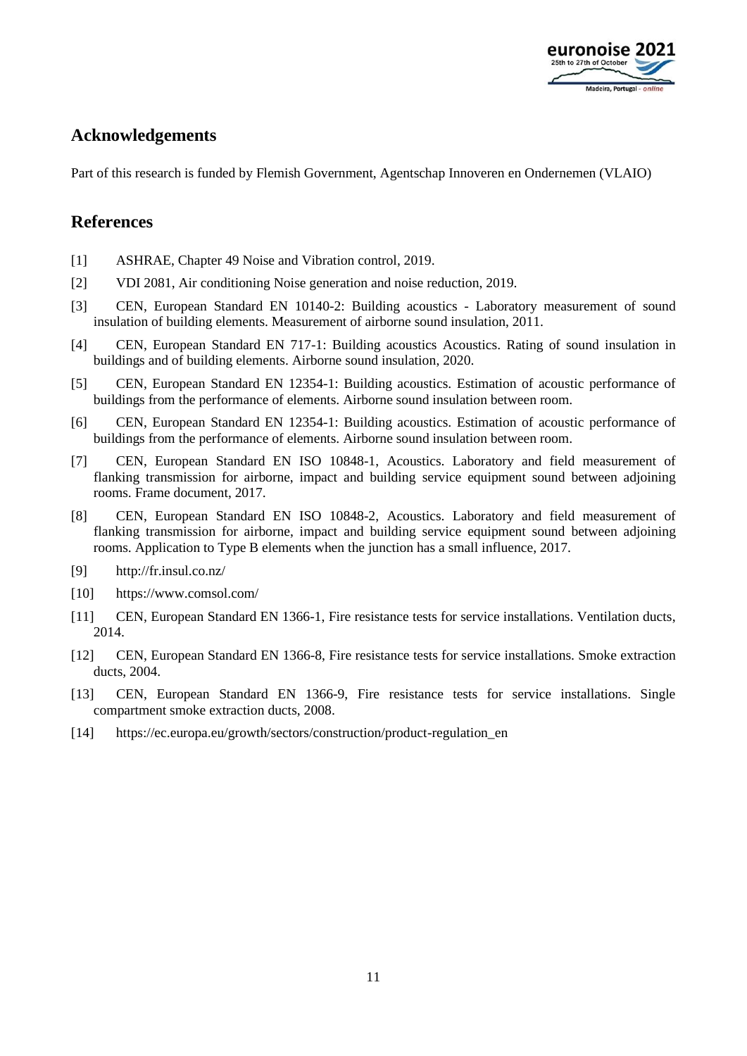## Acknowledgements

Part of this research is funded by Flemish Government, Agentschap Innoveren en Ondernemen (VLAIO)

## References

[1] ASHRAE, Chapter 49 Noise and Vibration control, 2019.

[2] VDI 2081, Air conditioning Noise generation and noise reduction, 2019.

[3] CEN, European Standard EN 10140-2: Building acoustics - Laboratory measurement of sound insulation of building elements. Measurement of airborne sound insulation, 2011.

[4] CEN, European Standard EN 717-1: Building acoustics Acoustics. Rating of sound insulation in buildings and of building elements. Airborne sound insulation, 2020.

[5] CEN, European Standard EN 12354-1: Building acoustics. Estimation of acoustic performance of buildings from the performance of elements. Airborne sound insulation between room.

[6] CEN, European Standard EN 12354-1: Building acoustics. Estimation of acoustic performance of buildings from the performance of elements. Airborne sound insulation between room.

[7] CEN, European Standard EN ISO 10848-1, Acoustics. Laboratory and field measurement of flanking transmission for airborne, impact and building service equipment sound between adjoining rooms. Frame document, 2017.

[8] CEN, European Standard EN ISO 10848-2, Acoustics. Laboratory and field measurement of flanking transmission for airborne, impact and building service equipment sound between adjoining rooms. Application to Type B elements when the junction has a small influence, 2017.

[9] http://fr.insul.co.nz/

[10] https://www.comsol.com/

[11] CEN, European Standard EN 1366-1, Fire resistance tests for service installations. Ventilation ducts, 2014.

[12] CEN, European Standard EN 1366-8, Fire resistance tests for service installations. Smoke extraction ducts, 2004.

[13] CEN, European Standard EN 1366-9, Fire resistance tests for service installations. Single compartment smoke extraction ducts, 2008.

[14] https://ec.europa.eu/growth/sectors/construction/product-regulation_en